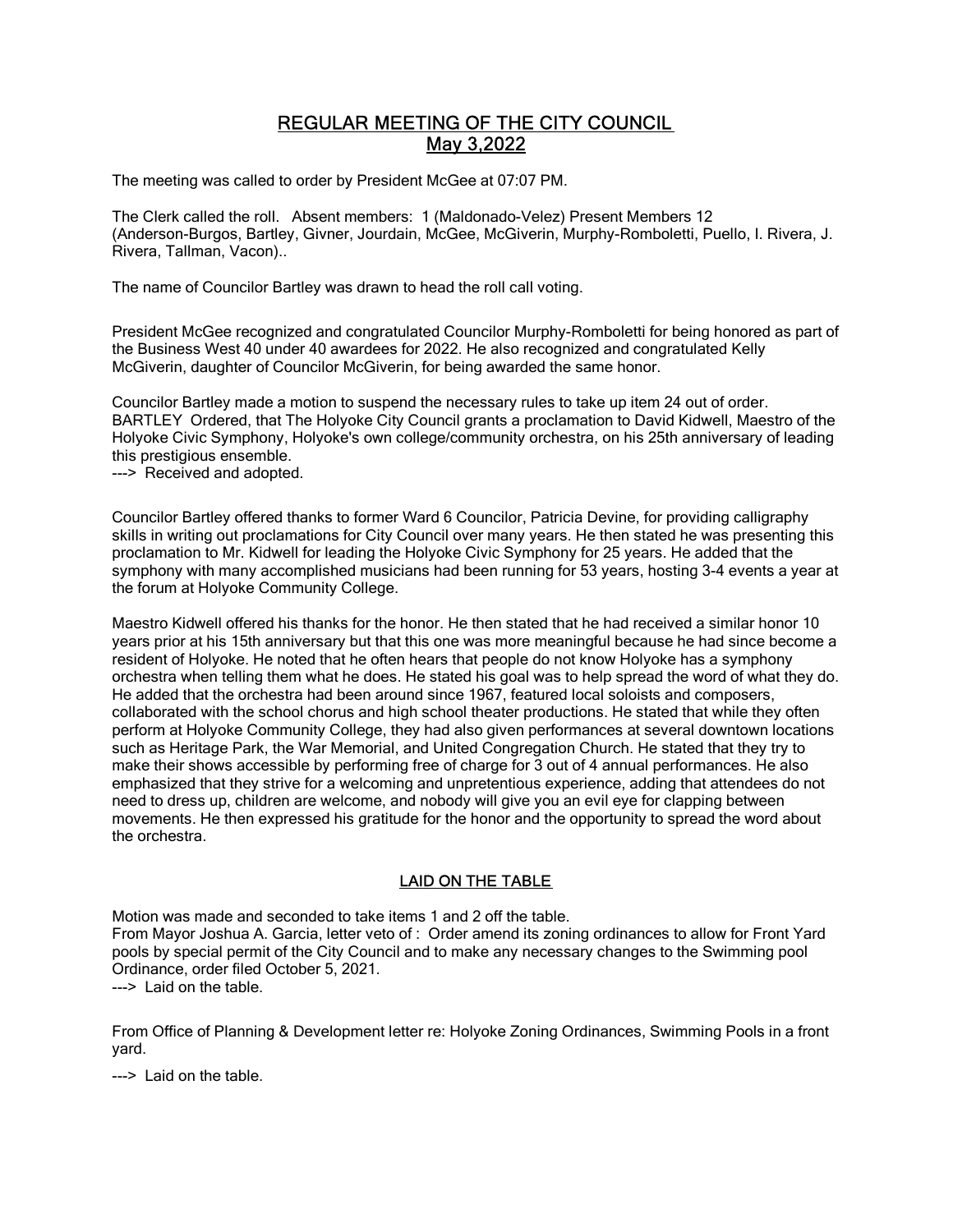# REGULAR MEETING OF THE CITY COUNCIL
## May 3,2022

The meeting was called to order by President McGee at 07:07 PM.

The Clerk called the roll. Absent members: 1 (Maldonado-Velez) Present Members 12 (Anderson-Burgos, Bartley, Givner, Jourdain, McGee, McGiverin, Murphy-Romboletti, Puello, I. Rivera, J. Rivera, Tallman, Vacon)..

The name of Councilor Bartley was drawn to head the roll call voting.

President McGee recognized and congratulated Councilor Murphy-Romboletti for being honored as part of the Business West 40 under 40 awardees for 2022. He also recognized and congratulated Kelly McGiverin, daughter of Councilor McGiverin, for being awarded the same honor.

Councilor Bartley made a motion to suspend the necessary rules to take up item 24 out of order.
BARTLEY Ordered, that The Holyoke City Council grants a proclamation to David Kidwell, Maestro of the Holyoke Civic Symphony, Holyoke's own college/community orchestra, on his 25th anniversary of leading this prestigious ensemble.
---> Received and adopted.

Councilor Bartley offered thanks to former Ward 6 Councilor, Patricia Devine, for providing calligraphy skills in writing out proclamations for City Council over many years. He then stated he was presenting this proclamation to Mr. Kidwell for leading the Holyoke Civic Symphony for 25 years. He added that the symphony with many accomplished musicians had been running for 53 years, hosting 3-4 events a year at the forum at Holyoke Community College.

Maestro Kidwell offered his thanks for the honor. He then stated that he had received a similar honor 10 years prior at his 15th anniversary but that this one was more meaningful because he had since become a resident of Holyoke. He noted that he often hears that people do not know Holyoke has a symphony orchestra when telling them what he does. He stated his goal was to help spread the word of what they do. He added that the orchestra had been around since 1967, featured local soloists and composers, collaborated with the school chorus and high school theater productions. He stated that while they often perform at Holyoke Community College, they had also given performances at several downtown locations such as Heritage Park, the War Memorial, and United Congregation Church. He stated that they try to make their shows accessible by performing free of charge for 3 out of 4 annual performances. He also emphasized that they strive for a welcoming and unpretentious experience, adding that attendees do not need to dress up, children are welcome, and nobody will give you an evil eye for clapping between movements. He then expressed his gratitude for the honor and the opportunity to spread the word about the orchestra.

## LAID ON THE TABLE

Motion was made and seconded to take items 1 and 2 off the table.
From Mayor Joshua A. Garcia, letter veto of : Order amend its zoning ordinances to allow for Front Yard pools by special permit of the City Council and to make any necessary changes to the Swimming pool Ordinance, order filed October 5, 2021.
---> Laid on the table.

From Office of Planning & Development letter re: Holyoke Zoning Ordinances, Swimming Pools in a front yard.

---> Laid on the table.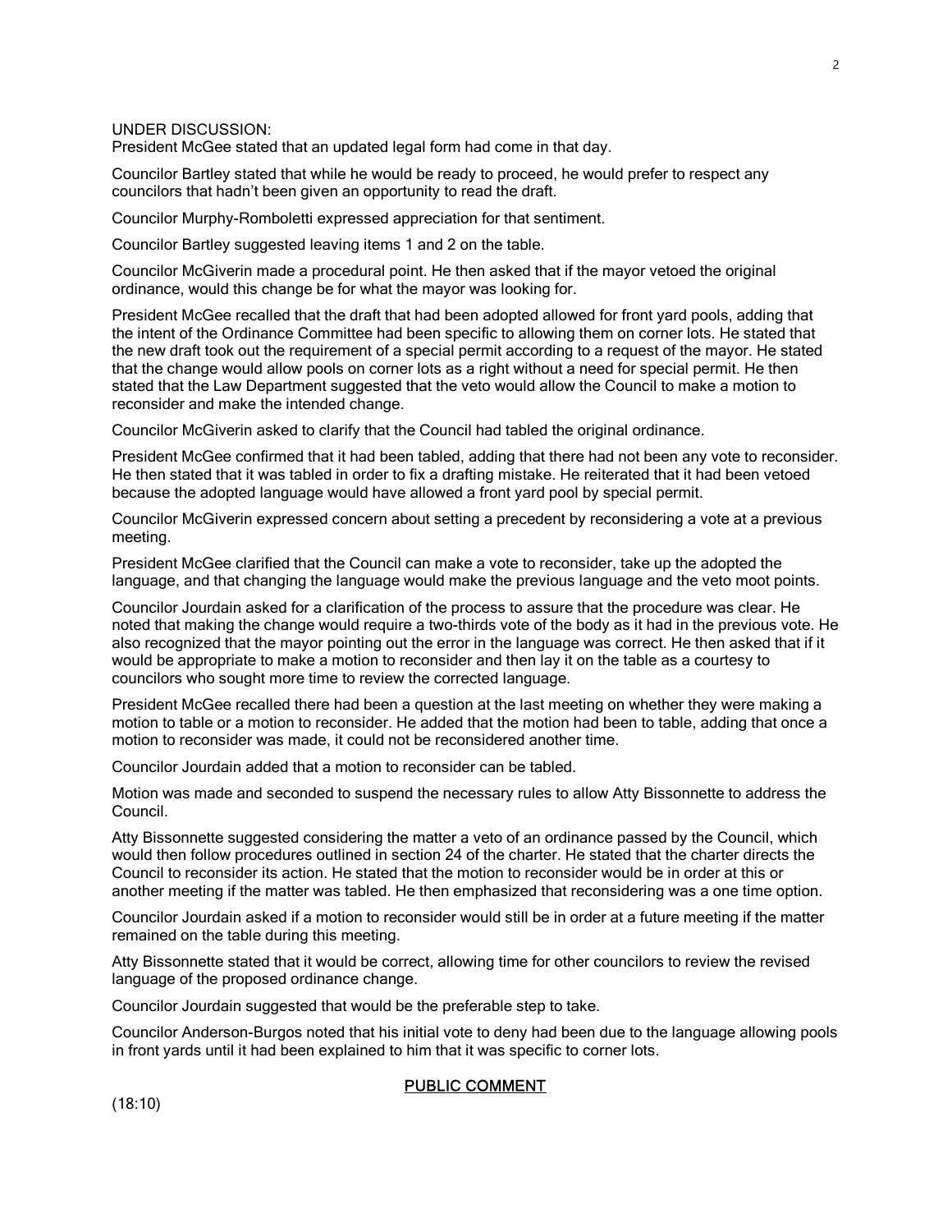UNDER DISCUSSION:
President McGee stated that an updated legal form had come in that day.

Councilor Bartley stated that while he would be ready to proceed, he would prefer to respect any councilors that hadn't been given an opportunity to read the draft.

Councilor Murphy-Romboletti expressed appreciation for that sentiment.

Councilor Bartley suggested leaving items 1 and 2 on the table.

Councilor McGiverin made a procedural point. He then asked that if the mayor vetoed the original ordinance, would this change be for what the mayor was looking for.

President McGee recalled that the draft that had been adopted allowed for front yard pools, adding that the intent of the Ordinance Committee had been specific to allowing them on corner lots. He stated that the new draft took out the requirement of a special permit according to a request of the mayor. He stated that the change would allow pools on corner lots as a right without a need for special permit. He then stated that the Law Department suggested that the veto would allow the Council to make a motion to reconsider and make the intended change.

Councilor McGiverin asked to clarify that the Council had tabled the original ordinance.

President McGee confirmed that it had been tabled, adding that there had not been any vote to reconsider. He then stated that it was tabled in order to fix a drafting mistake. He reiterated that it had been vetoed because the adopted language would have allowed a front yard pool by special permit.

Councilor McGiverin expressed concern about setting a precedent by reconsidering a vote at a previous meeting.

President McGee clarified that the Council can make a vote to reconsider, take up the adopted the language, and that changing the language would make the previous language and the veto moot points.

Councilor Jourdain asked for a clarification of the process to assure that the procedure was clear. He noted that making the change would require a two-thirds vote of the body as it had in the previous vote. He also recognized that the mayor pointing out the error in the language was correct. He then asked that if it would be appropriate to make a motion to reconsider and then lay it on the table as a courtesy to councilors who sought more time to review the corrected language.

President McGee recalled there had been a question at the last meeting on whether they were making a motion to table or a motion to reconsider. He added that the motion had been to table, adding that once a motion to reconsider was made, it could not be reconsidered another time.

Councilor Jourdain added that a motion to reconsider can be tabled.

Motion was made and seconded to suspend the necessary rules to allow Atty Bissonnette to address the Council.

Atty Bissonnette suggested considering the matter a veto of an ordinance passed by the Council, which would then follow procedures outlined in section 24 of the charter. He stated that the charter directs the Council to reconsider its action. He stated that the motion to reconsider would be in order at this or another meeting if the matter was tabled. He then emphasized that reconsidering was a one time option.

Councilor Jourdain asked if a motion to reconsider would still be in order at a future meeting if the matter remained on the table during this meeting.

Atty Bissonnette stated that it would be correct, allowing time for other councilors to review the revised language of the proposed ordinance change.

Councilor Jourdain suggested that would be the preferable step to take.

Councilor Anderson-Burgos noted that his initial vote to deny had been due to the language allowing pools in front yards until it had been explained to him that it was specific to corner lots.

## PUBLIC COMMENT

(18:10)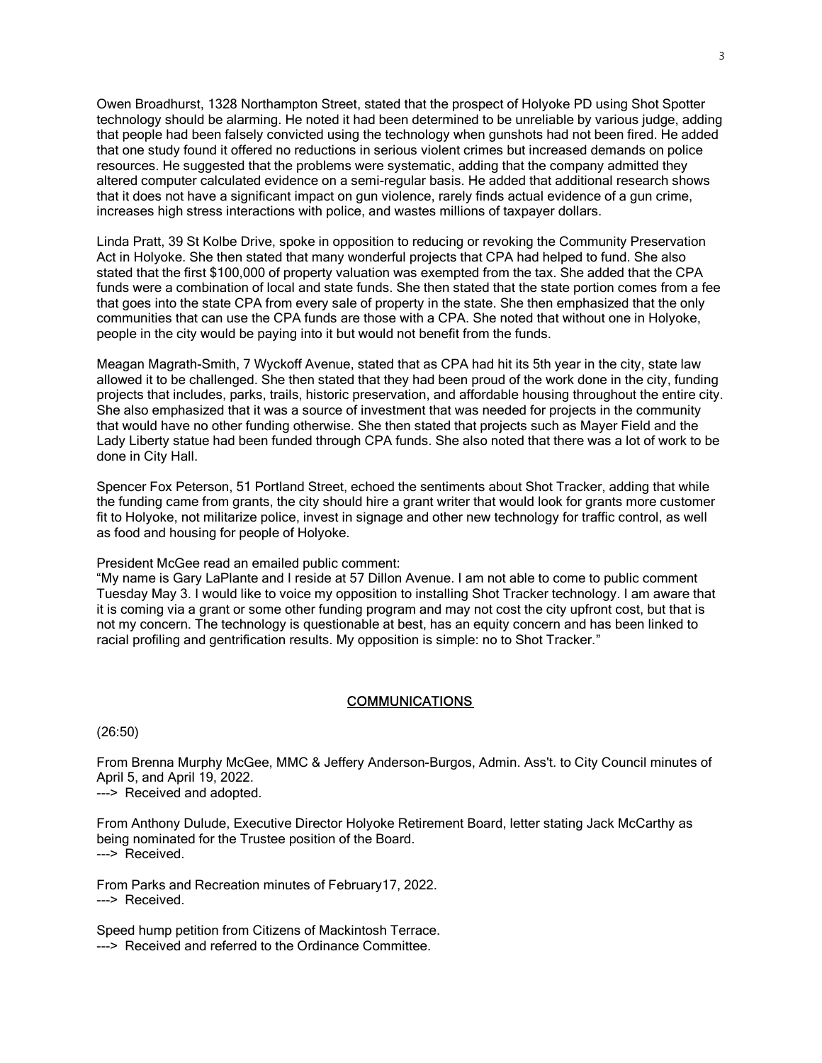Owen Broadhurst, 1328 Northampton Street, stated that the prospect of Holyoke PD using Shot Spotter technology should be alarming. He noted it had been determined to be unreliable by various judge, adding that people had been falsely convicted using the technology when gunshots had not been fired. He added that one study found it offered no reductions in serious violent crimes but increased demands on police resources. He suggested that the problems were systematic, adding that the company admitted they altered computer calculated evidence on a semi-regular basis. He added that additional research shows that it does not have a significant impact on gun violence, rarely finds actual evidence of a gun crime, increases high stress interactions with police, and wastes millions of taxpayer dollars.

Linda Pratt, 39 St Kolbe Drive, spoke in opposition to reducing or revoking the Community Preservation Act in Holyoke. She then stated that many wonderful projects that CPA had helped to fund. She also stated that the first $100,000 of property valuation was exempted from the tax. She added that the CPA funds were a combination of local and state funds. She then stated that the state portion comes from a fee that goes into the state CPA from every sale of property in the state. She then emphasized that the only communities that can use the CPA funds are those with a CPA. She noted that without one in Holyoke, people in the city would be paying into it but would not benefit from the funds.

Meagan Magrath-Smith, 7 Wyckoff Avenue, stated that as CPA had hit its 5th year in the city, state law allowed it to be challenged. She then stated that they had been proud of the work done in the city, funding projects that includes, parks, trails, historic preservation, and affordable housing throughout the entire city. She also emphasized that it was a source of investment that was needed for projects in the community that would have no other funding otherwise. She then stated that projects such as Mayer Field and the Lady Liberty statue had been funded through CPA funds. She also noted that there was a lot of work to be done in City Hall.

Spencer Fox Peterson, 51 Portland Street, echoed the sentiments about Shot Tracker, adding that while the funding came from grants, the city should hire a grant writer that would look for grants more customer fit to Holyoke, not militarize police, invest in signage and other new technology for traffic control, as well as food and housing for people of Holyoke.

President McGee read an emailed public comment:

"My name is Gary LaPlante and I reside at 57 Dillon Avenue. I am not able to come to public comment Tuesday May 3. I would like to voice my opposition to installing Shot Tracker technology. I am aware that it is coming via a grant or some other funding program and may not cost the city upfront cost, but that is not my concern. The technology is questionable at best, has an equity concern and has been linked to racial profiling and gentrification results. My opposition is simple: no to Shot Tracker."

## COMMUNICATIONS

(26:50)

From Brenna Murphy McGee, MMC & Jeffery Anderson-Burgos, Admin. Ass't. to City Council minutes of April 5, and April 19, 2022.
---> Received and adopted.

From Anthony Dulude, Executive Director Holyoke Retirement Board, letter stating Jack McCarthy as being nominated for the Trustee position of the Board.
---> Received.

From Parks and Recreation minutes of February17, 2022.
---> Received.

Speed hump petition from Citizens of Mackintosh Terrace.
---> Received and referred to the Ordinance Committee.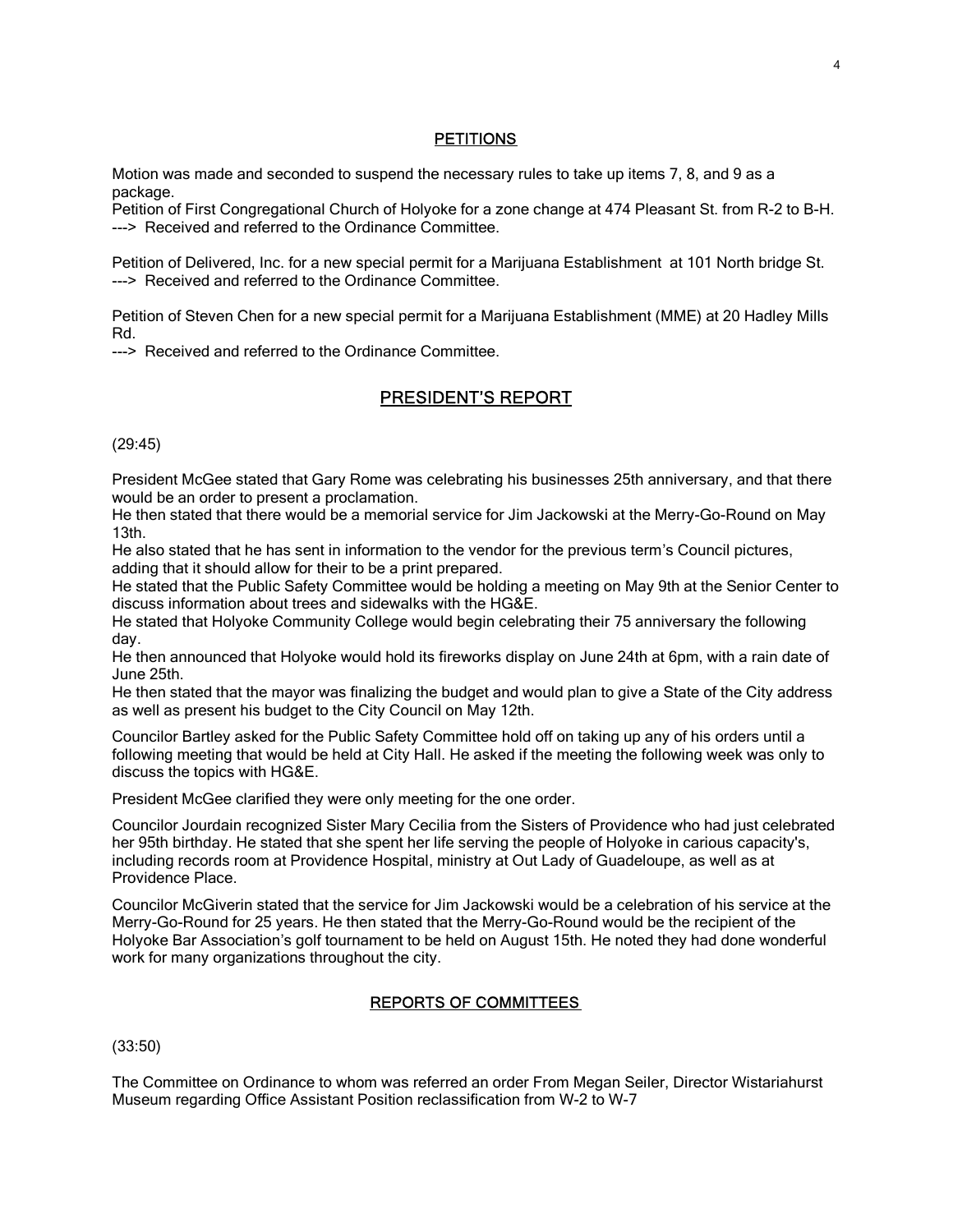## PETITIONS

Motion was made and seconded to suspend the necessary rules to take up items 7, 8, and 9 as a package.

Petition of First Congregational Church of Holyoke for a zone change at 474 Pleasant St. from R-2 to B-H.
---> Received and referred to the Ordinance Committee.

Petition of Delivered, Inc. for a new special permit for a Marijuana Establishment at 101 North bridge St.
---> Received and referred to the Ordinance Committee.

Petition of Steven Chen for a new special permit for a Marijuana Establishment (MME) at 20 Hadley Mills Rd.
---> Received and referred to the Ordinance Committee.

## PRESIDENT'S REPORT

(29:45)

President McGee stated that Gary Rome was celebrating his businesses 25th anniversary, and that there would be an order to present a proclamation.
He then stated that there would be a memorial service for Jim Jackowski at the Merry-Go-Round on May 13th.
He also stated that he has sent in information to the vendor for the previous term's Council pictures, adding that it should allow for their to be a print prepared.
He stated that the Public Safety Committee would be holding a meeting on May 9th at the Senior Center to discuss information about trees and sidewalks with the HG&E.
He stated that Holyoke Community College would begin celebrating their 75 anniversary the following day.
He then announced that Holyoke would hold its fireworks display on June 24th at 6pm, with a rain date of June 25th.
He then stated that the mayor was finalizing the budget and would plan to give a State of the City address as well as present his budget to the City Council on May 12th.

Councilor Bartley asked for the Public Safety Committee hold off on taking up any of his orders until a following meeting that would be held at City Hall. He asked if the meeting the following week was only to discuss the topics with HG&E.

President McGee clarified they were only meeting for the one order.

Councilor Jourdain recognized Sister Mary Cecilia from the Sisters of Providence who had just celebrated her 95th birthday. He stated that she spent her life serving the people of Holyoke in carious capacity's, including records room at Providence Hospital, ministry at Out Lady of Guadeloupe, as well as at Providence Place.

Councilor McGiverin stated that the service for Jim Jackowski would be a celebration of his service at the Merry-Go-Round for 25 years. He then stated that the Merry-Go-Round would be the recipient of the Holyoke Bar Association's golf tournament to be held on August 15th. He noted they had done wonderful work for many organizations throughout the city.

## REPORTS OF COMMITTEES

(33:50)

The Committee on Ordinance to whom was referred an order From Megan Seiler, Director Wistariahurst Museum regarding Office Assistant Position reclassification from W-2 to W-7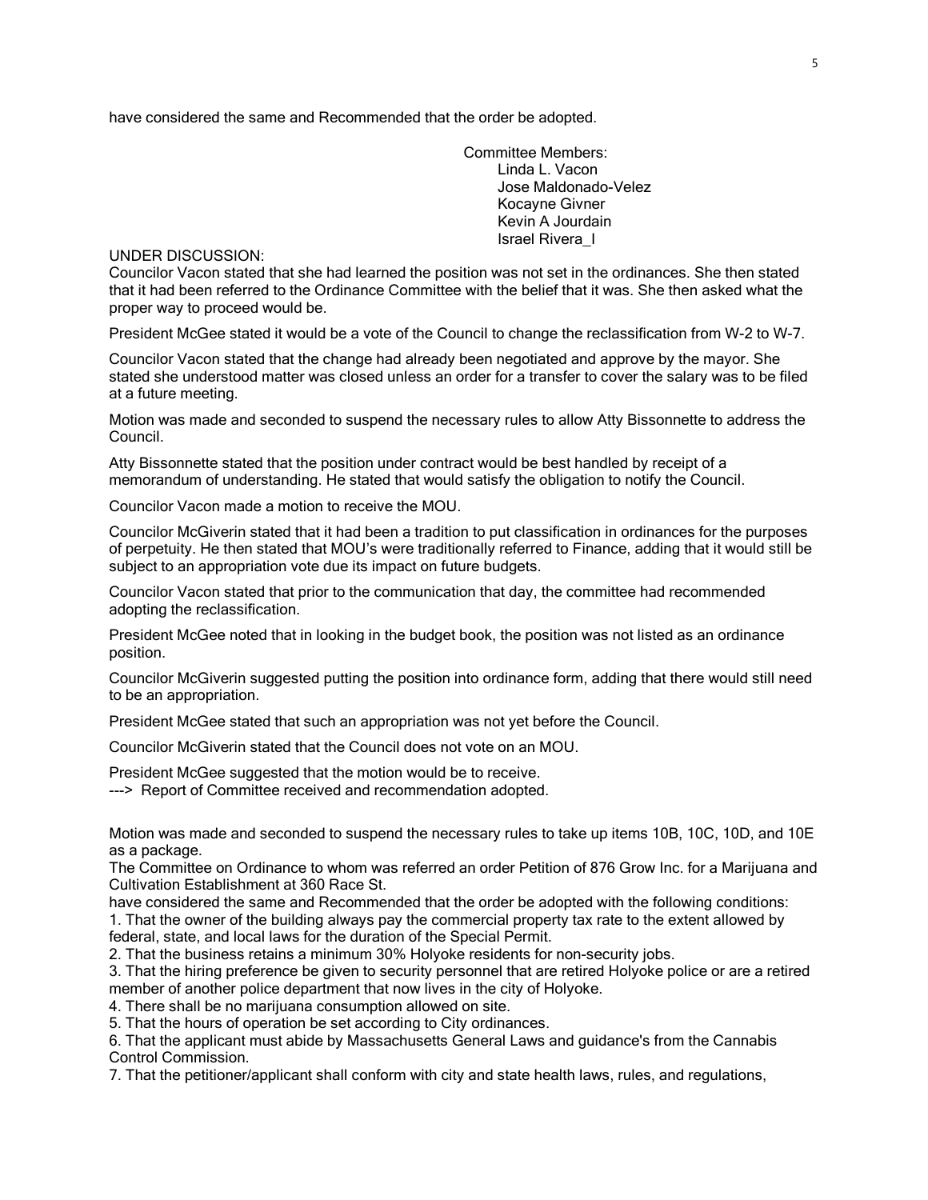have considered the same and Recommended that the order be adopted.

Committee Members:
Linda L. Vacon
Jose Maldonado-Velez
Kocayne Givner
Kevin A Jourdain
Israel Rivera_I

UNDER DISCUSSION:

Councilor Vacon stated that she had learned the position was not set in the ordinances. She then stated that it had been referred to the Ordinance Committee with the belief that it was. She then asked what the proper way to proceed would be.

President McGee stated it would be a vote of the Council to change the reclassification from W-2 to W-7.

Councilor Vacon stated that the change had already been negotiated and approve by the mayor. She stated she understood matter was closed unless an order for a transfer to cover the salary was to be filed at a future meeting.

Motion was made and seconded to suspend the necessary rules to allow Atty Bissonnette to address the Council.

Atty Bissonnette stated that the position under contract would be best handled by receipt of a memorandum of understanding. He stated that would satisfy the obligation to notify the Council.

Councilor Vacon made a motion to receive the MOU.

Councilor McGiverin stated that it had been a tradition to put classification in ordinances for the purposes of perpetuity. He then stated that MOU's were traditionally referred to Finance, adding that it would still be subject to an appropriation vote due its impact on future budgets.

Councilor Vacon stated that prior to the communication that day, the committee had recommended adopting the reclassification.

President McGee noted that in looking in the budget book, the position was not listed as an ordinance position.

Councilor McGiverin suggested putting the position into ordinance form, adding that there would still need to be an appropriation.

President McGee stated that such an appropriation was not yet before the Council.

Councilor McGiverin stated that the Council does not vote on an MOU.

President McGee suggested that the motion would be to receive.
---> Report of Committee received and recommendation adopted.

Motion was made and seconded to suspend the necessary rules to take up items 10B, 10C, 10D, and 10E as a package.

The Committee on Ordinance to whom was referred an order Petition of 876 Grow Inc. for a Marijuana and Cultivation Establishment at 360 Race St.
have considered the same and Recommended that the order be adopted with the following conditions:

1. That the owner of the building always pay the commercial property tax rate to the extent allowed by federal, state, and local laws for the duration of the Special Permit.
2. That the business retains a minimum 30% Holyoke residents for non-security jobs.
3. That the hiring preference be given to security personnel that are retired Holyoke police or are a retired member of another police department that now lives in the city of Holyoke.
4. There shall be no marijuana consumption allowed on site.
5. That the hours of operation be set according to City ordinances.
6. That the applicant must abide by Massachusetts General Laws and guidance's from the Cannabis Control Commission.
7. That the petitioner/applicant shall conform with city and state health laws, rules, and regulations,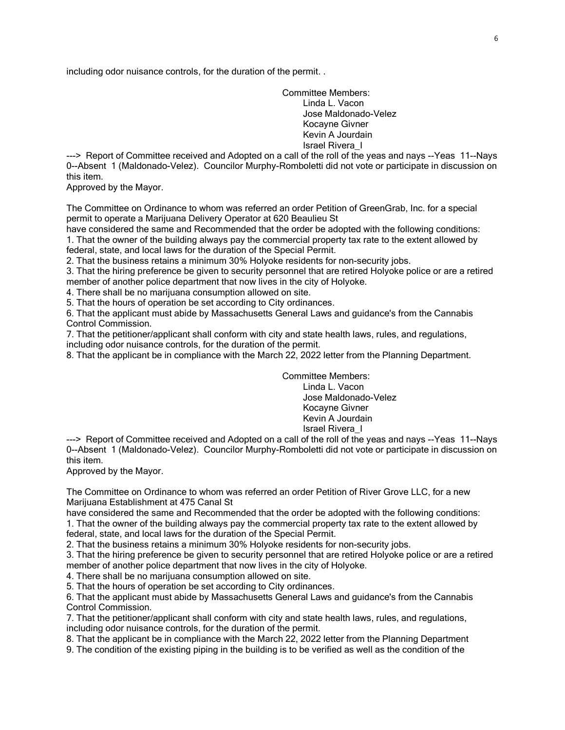including odor nuisance controls, for the duration of the permit. .

Committee Members:
Linda L. Vacon
Jose Maldonado-Velez
Kocayne Givner
Kevin A Jourdain
Israel Rivera_I

---> Report of Committee received and Adopted on a call of the roll of the yeas and nays --Yeas 11--Nays 0--Absent 1 (Maldonado-Velez). Councilor Murphy-Romboletti did not vote or participate in discussion on this item.
Approved by the Mayor.

The Committee on Ordinance to whom was referred an order Petition of GreenGrab, Inc. for a special permit to operate a Marijuana Delivery Operator at 620 Beaulieu St
have considered the same and Recommended that the order be adopted with the following conditions:
1. That the owner of the building always pay the commercial property tax rate to the extent allowed by federal, state, and local laws for the duration of the Special Permit.
2. That the business retains a minimum 30% Holyoke residents for non-security jobs.
3. That the hiring preference be given to security personnel that are retired Holyoke police or are a retired member of another police department that now lives in the city of Holyoke.
4. There shall be no marijuana consumption allowed on site.
5. That the hours of operation be set according to City ordinances.
6. That the applicant must abide by Massachusetts General Laws and guidance's from the Cannabis Control Commission.
7. That the petitioner/applicant shall conform with city and state health laws, rules, and regulations, including odor nuisance controls, for the duration of the permit.
8. That the applicant be in compliance with the March 22, 2022 letter from the Planning Department.

Committee Members:
Linda L. Vacon
Jose Maldonado-Velez
Kocayne Givner
Kevin A Jourdain
Israel Rivera_I

---> Report of Committee received and Adopted on a call of the roll of the yeas and nays --Yeas 11--Nays 0--Absent 1 (Maldonado-Velez). Councilor Murphy-Romboletti did not vote or participate in discussion on this item.
Approved by the Mayor.

The Committee on Ordinance to whom was referred an order Petition of River Grove LLC, for a new Marijuana Establishment at 475 Canal St
have considered the same and Recommended that the order be adopted with the following conditions:
1. That the owner of the building always pay the commercial property tax rate to the extent allowed by federal, state, and local laws for the duration of the Special Permit.
2. That the business retains a minimum 30% Holyoke residents for non-security jobs.
3. That the hiring preference be given to security personnel that are retired Holyoke police or are a retired member of another police department that now lives in the city of Holyoke.
4. There shall be no marijuana consumption allowed on site.
5. That the hours of operation be set according to City ordinances.
6. That the applicant must abide by Massachusetts General Laws and guidance's from the Cannabis Control Commission.
7. That the petitioner/applicant shall conform with city and state health laws, rules, and regulations, including odor nuisance controls, for the duration of the permit.
8. That the applicant be in compliance with the March 22, 2022 letter from the Planning Department
9. The condition of the existing piping in the building is to be verified as well as the condition of the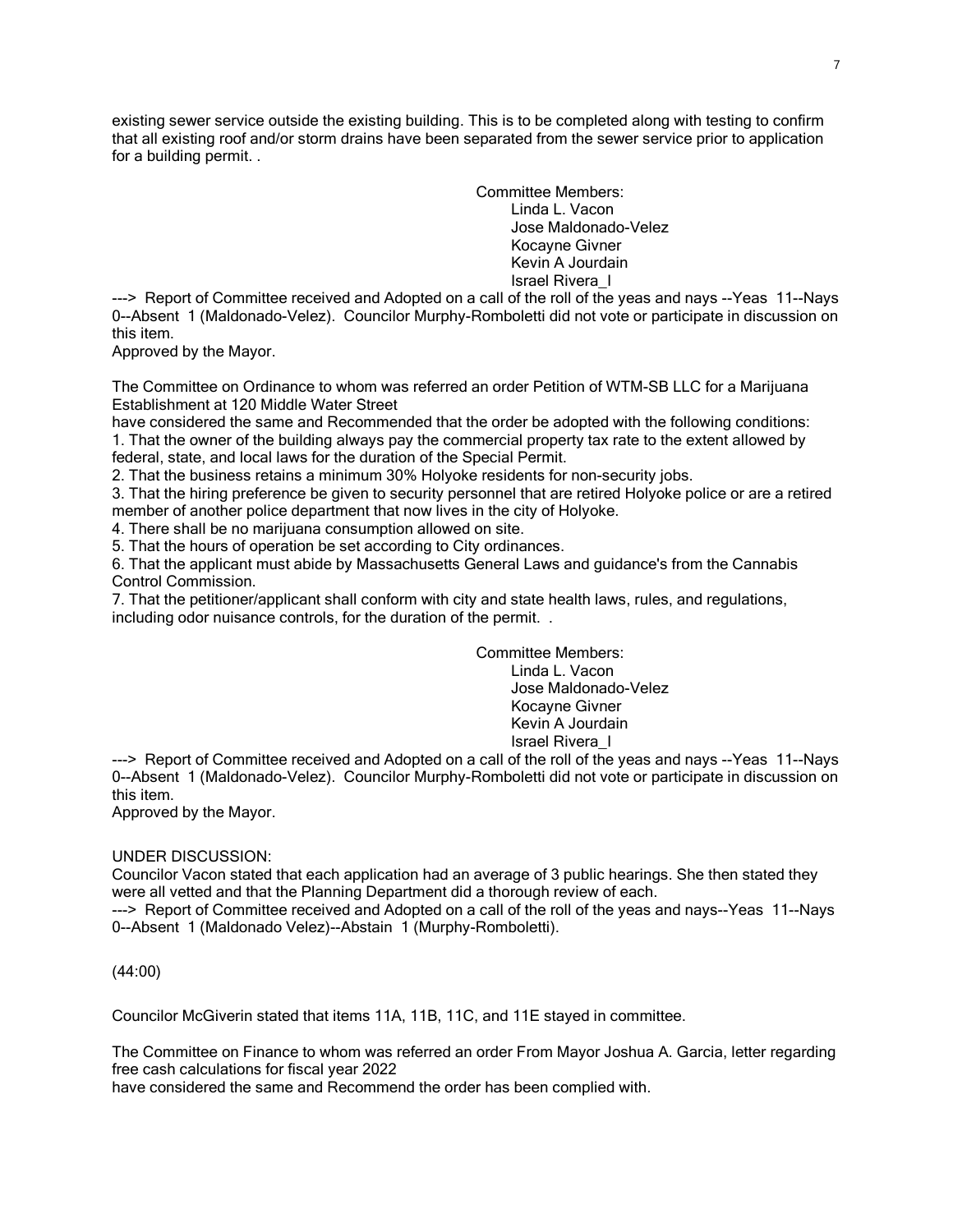existing sewer service outside the existing building. This is to be completed along with testing to confirm that all existing roof and/or storm drains have been separated from the sewer service prior to application for a building permit. .

Committee Members:
Linda L. Vacon
Jose Maldonado-Velez
Kocayne Givner
Kevin A Jourdain
Israel Rivera_I

---> Report of Committee received and Adopted on a call of the roll of the yeas and nays --Yeas 11--Nays 0--Absent 1 (Maldonado-Velez). Councilor Murphy-Romboletti did not vote or participate in discussion on this item.
Approved by the Mayor.

The Committee on Ordinance to whom was referred an order Petition of WTM-SB LLC for a Marijuana Establishment at 120 Middle Water Street
have considered the same and Recommended that the order be adopted with the following conditions:
1. That the owner of the building always pay the commercial property tax rate to the extent allowed by federal, state, and local laws for the duration of the Special Permit.
2. That the business retains a minimum 30% Holyoke residents for non-security jobs.
3. That the hiring preference be given to security personnel that are retired Holyoke police or are a retired member of another police department that now lives in the city of Holyoke.
4. There shall be no marijuana consumption allowed on site.
5. That the hours of operation be set according to City ordinances.
6. That the applicant must abide by Massachusetts General Laws and guidance's from the Cannabis Control Commission.
7. That the petitioner/applicant shall conform with city and state health laws, rules, and regulations, including odor nuisance controls, for the duration of the permit. .

Committee Members:
Linda L. Vacon
Jose Maldonado-Velez
Kocayne Givner
Kevin A Jourdain
Israel Rivera_I

---> Report of Committee received and Adopted on a call of the roll of the yeas and nays --Yeas 11--Nays 0--Absent 1 (Maldonado-Velez). Councilor Murphy-Romboletti did not vote or participate in discussion on this item.
Approved by the Mayor.

UNDER DISCUSSION:
Councilor Vacon stated that each application had an average of 3 public hearings. She then stated they were all vetted and that the Planning Department did a thorough review of each.
---> Report of Committee received and Adopted on a call of the roll of the yeas and nays--Yeas 11--Nays 0--Absent 1 (Maldonado Velez)--Abstain 1 (Murphy-Romboletti).

(44:00)

Councilor McGiverin stated that items 11A, 11B, 11C, and 11E stayed in committee.

The Committee on Finance to whom was referred an order From Mayor Joshua A. Garcia, letter regarding free cash calculations for fiscal year 2022
have considered the same and Recommend the order has been complied with.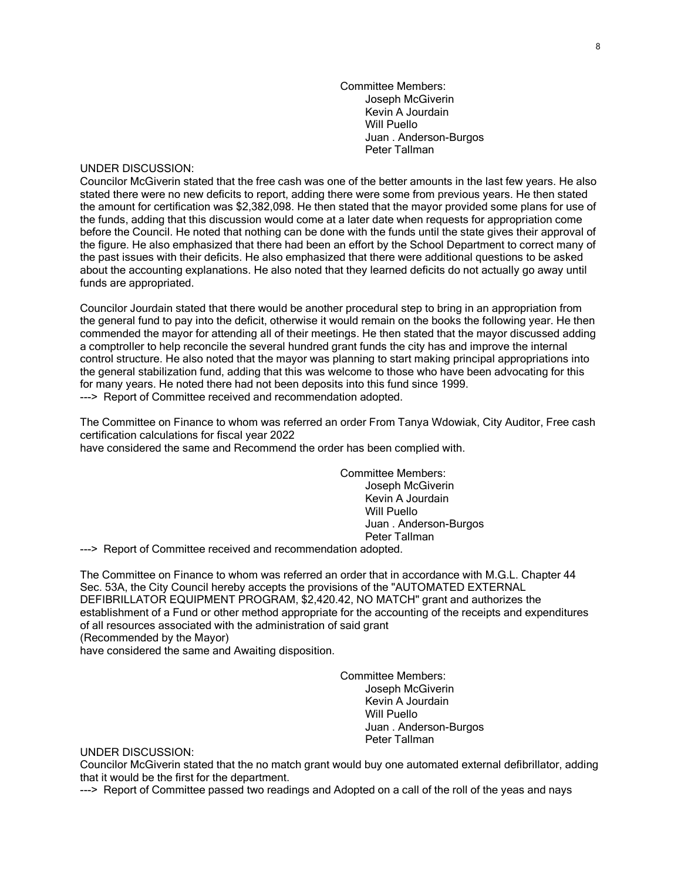Committee Members:
Joseph McGiverin
Kevin A Jourdain
Will Puello
Juan . Anderson-Burgos
Peter Tallman

UNDER DISCUSSION:
Councilor McGiverin stated that the free cash was one of the better amounts in the last few years. He also stated there were no new deficits to report, adding there were some from previous years. He then stated the amount for certification was $2,382,098. He then stated that the mayor provided some plans for use of the funds, adding that this discussion would come at a later date when requests for appropriation come before the Council. He noted that nothing can be done with the funds until the state gives their approval of the figure. He also emphasized that there had been an effort by the School Department to correct many of the past issues with their deficits. He also emphasized that there were additional questions to be asked about the accounting explanations. He also noted that they learned deficits do not actually go away until funds are appropriated.

Councilor Jourdain stated that there would be another procedural step to bring in an appropriation from the general fund to pay into the deficit, otherwise it would remain on the books the following year. He then commended the mayor for attending all of their meetings. He then stated that the mayor discussed adding a comptroller to help reconcile the several hundred grant funds the city has and improve the internal control structure. He also noted that the mayor was planning to start making principal appropriations into the general stabilization fund, adding that this was welcome to those who have been advocating for this for many years. He noted there had not been deposits into this fund since 1999.
---> Report of Committee received and recommendation adopted.

The Committee on Finance to whom was referred an order From Tanya Wdowiak, City Auditor, Free cash certification calculations for fiscal year 2022
have considered the same and Recommend the order has been complied with.

Committee Members:
Joseph McGiverin
Kevin A Jourdain
Will Puello
Juan . Anderson-Burgos
Peter Tallman

---> Report of Committee received and recommendation adopted.

The Committee on Finance to whom was referred an order that in accordance with M.G.L. Chapter 44 Sec. 53A, the City Council hereby accepts the provisions of the "AUTOMATED EXTERNAL DEFIBRILLATOR EQUIPMENT PROGRAM, $2,420.42, NO MATCH" grant and authorizes the establishment of a Fund or other method appropriate for the accounting of the receipts and expenditures of all resources associated with the administration of said grant
(Recommended by the Mayor)
have considered the same and Awaiting disposition.

Committee Members:
Joseph McGiverin
Kevin A Jourdain
Will Puello
Juan . Anderson-Burgos
Peter Tallman

UNDER DISCUSSION:
Councilor McGiverin stated that the no match grant would buy one automated external defibrillator, adding that it would be the first for the department.
---> Report of Committee passed two readings and Adopted on a call of the roll of the yeas and nays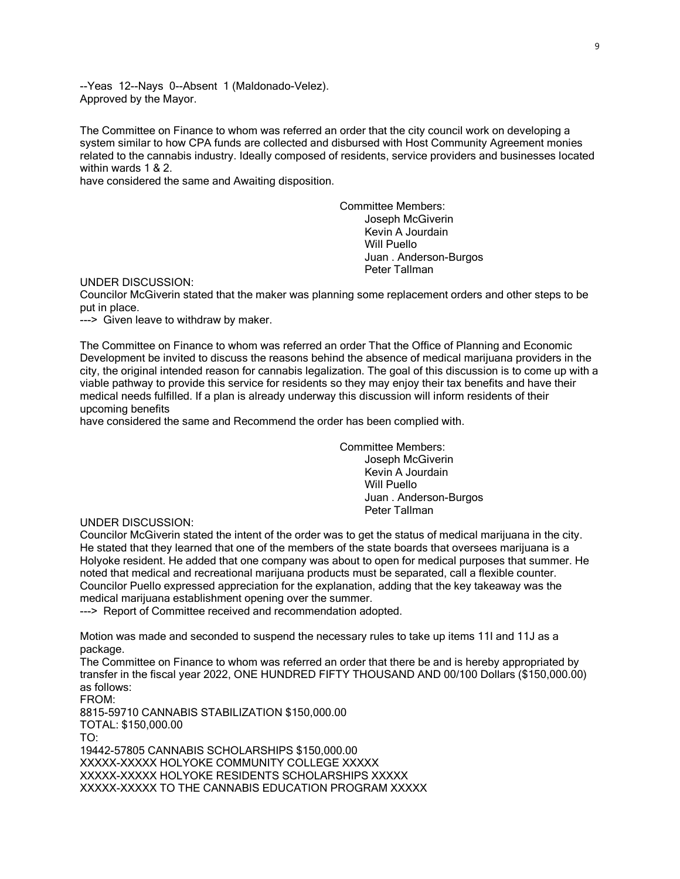--Yeas 12--Nays 0--Absent 1 (Maldonado-Velez).
Approved by the Mayor.

The Committee on Finance to whom was referred an order that the city council work on developing a system similar to how CPA funds are collected and disbursed with Host Community Agreement monies related to the cannabis industry. Ideally composed of residents, service providers and businesses located within wards 1 & 2.
have considered the same and Awaiting disposition.

Committee Members:
Joseph McGiverin
Kevin A Jourdain
Will Puello
Juan . Anderson-Burgos
Peter Tallman

UNDER DISCUSSION:
Councilor McGiverin stated that the maker was planning some replacement orders and other steps to be put in place.
---> Given leave to withdraw by maker.

The Committee on Finance to whom was referred an order That the Office of Planning and Economic Development be invited to discuss the reasons behind the absence of medical marijuana providers in the city, the original intended reason for cannabis legalization. The goal of this discussion is to come up with a viable pathway to provide this service for residents so they may enjoy their tax benefits and have their medical needs fulfilled. If a plan is already underway this discussion will inform residents of their upcoming benefits
have considered the same and Recommend the order has been complied with.

Committee Members:
Joseph McGiverin
Kevin A Jourdain
Will Puello
Juan . Anderson-Burgos
Peter Tallman

UNDER DISCUSSION:
Councilor McGiverin stated the intent of the order was to get the status of medical marijuana in the city. He stated that they learned that one of the members of the state boards that oversees marijuana is a Holyoke resident. He added that one company was about to open for medical purposes that summer. He noted that medical and recreational marijuana products must be separated, call a flexible counter. Councilor Puello expressed appreciation for the explanation, adding that the key takeaway was the medical marijuana establishment opening over the summer.
---> Report of Committee received and recommendation adopted.

Motion was made and seconded to suspend the necessary rules to take up items 11I and 11J as a package.
The Committee on Finance to whom was referred an order that there be and is hereby appropriated by transfer in the fiscal year 2022, ONE HUNDRED FIFTY THOUSAND AND 00/100 Dollars ($150,000.00) as follows:
FROM:
8815-59710 CANNABIS STABILIZATION $150,000.00
TOTAL: $150,000.00
TO:
19442-57805 CANNABIS SCHOLARSHIPS $150,000.00
XXXXX-XXXXX HOLYOKE COMMUNITY COLLEGE XXXXX
XXXXX-XXXXX HOLYOKE RESIDENTS SCHOLARSHIPS XXXXX
XXXXX-XXXXX TO THE CANNABIS EDUCATION PROGRAM XXXXX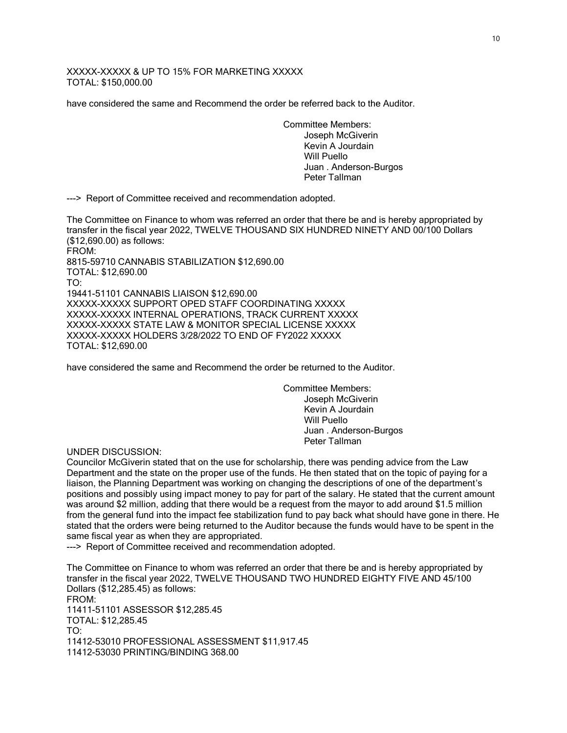XXXXX-XXXXX & UP TO 15% FOR MARKETING XXXXX
TOTAL: $150,000.00

have considered the same and Recommend the order be referred back to the Auditor.

Committee Members:
Joseph McGiverin
Kevin A Jourdain
Will Puello
Juan . Anderson-Burgos
Peter Tallman

---> Report of Committee received and recommendation adopted.

The Committee on Finance to whom was referred an order that there be and is hereby appropriated by transfer in the fiscal year 2022, TWELVE THOUSAND SIX HUNDRED NINETY AND 00/100 Dollars ($12,690.00) as follows:
FROM:
8815-59710 CANNABIS STABILIZATION $12,690.00
TOTAL: $12,690.00
TO:
19441-51101 CANNABIS LIAISON $12,690.00
XXXXX-XXXXX SUPPORT OPED STAFF COORDINATING XXXXX
XXXXX-XXXXX INTERNAL OPERATIONS, TRACK CURRENT XXXXX
XXXXX-XXXXX STATE LAW & MONITOR SPECIAL LICENSE XXXXX
XXXXX-XXXXX HOLDERS 3/28/2022 TO END OF FY2022 XXXXX
TOTAL: $12,690.00

have considered the same and Recommend the order be returned to the Auditor.

Committee Members:
Joseph McGiverin
Kevin A Jourdain
Will Puello
Juan . Anderson-Burgos
Peter Tallman

UNDER DISCUSSION:
Councilor McGiverin stated that on the use for scholarship, there was pending advice from the Law Department and the state on the proper use of the funds. He then stated that on the topic of paying for a liaison, the Planning Department was working on changing the descriptions of one of the department's positions and possibly using impact money to pay for part of the salary. He stated that the current amount was around $2 million, adding that there would be a request from the mayor to add around $1.5 million from the general fund into the impact fee stabilization fund to pay back what should have gone in there. He stated that the orders were being returned to the Auditor because the funds would have to be spent in the same fiscal year as when they are appropriated.
---> Report of Committee received and recommendation adopted.

The Committee on Finance to whom was referred an order that there be and is hereby appropriated by transfer in the fiscal year 2022, TWELVE THOUSAND TWO HUNDRED EIGHTY FIVE AND 45/100 Dollars ($12,285.45) as follows:
FROM:
11411-51101 ASSESSOR $12,285.45
TOTAL: $12,285.45
TO:
11412-53010 PROFESSIONAL ASSESSMENT $11,917.45
11412-53030 PRINTING/BINDING 368.00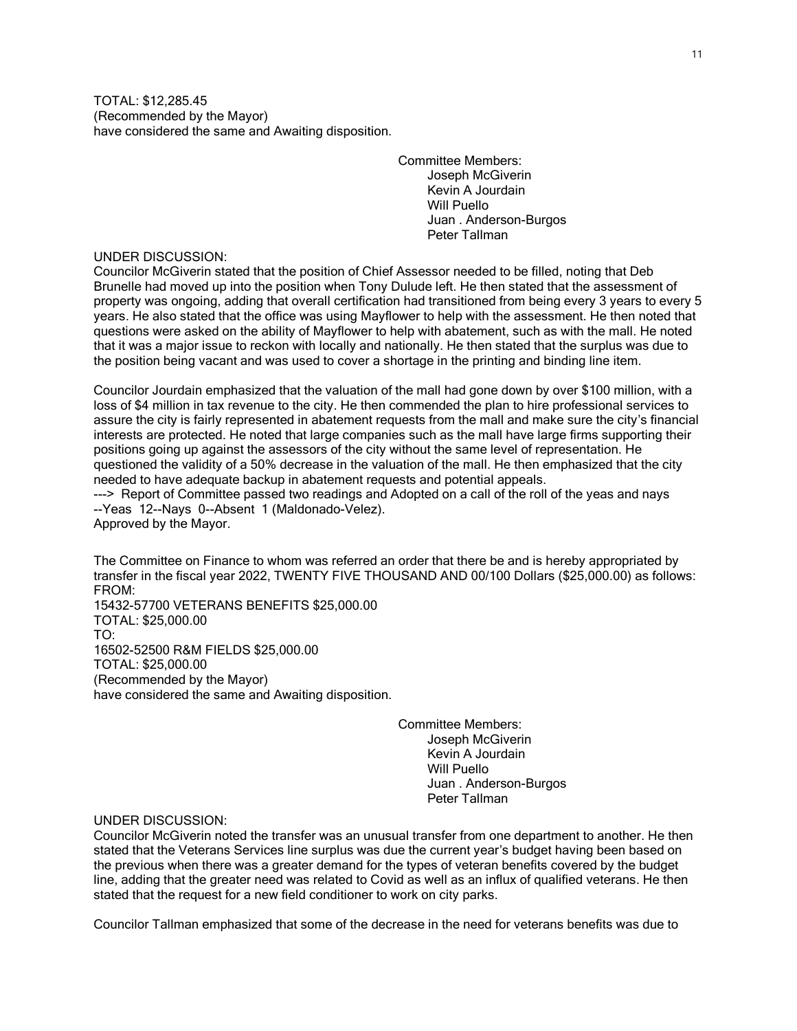TOTAL: $12,285.45
(Recommended by the Mayor)
have considered the same and Awaiting disposition.

Committee Members:
Joseph McGiverin
Kevin A Jourdain
Will Puello
Juan . Anderson-Burgos
Peter Tallman

UNDER DISCUSSION:
Councilor McGiverin stated that the position of Chief Assessor needed to be filled, noting that Deb Brunelle had moved up into the position when Tony Dulude left. He then stated that the assessment of property was ongoing, adding that overall certification had transitioned from being every 3 years to every 5 years. He also stated that the office was using Mayflower to help with the assessment. He then noted that questions were asked on the ability of Mayflower to help with abatement, such as with the mall. He noted that it was a major issue to reckon with locally and nationally. He then stated that the surplus was due to the position being vacant and was used to cover a shortage in the printing and binding line item.

Councilor Jourdain emphasized that the valuation of the mall had gone down by over $100 million, with a loss of $4 million in tax revenue to the city. He then commended the plan to hire professional services to assure the city is fairly represented in abatement requests from the mall and make sure the city's financial interests are protected. He noted that large companies such as the mall have large firms supporting their positions going up against the assessors of the city without the same level of representation. He questioned the validity of a 50% decrease in the valuation of the mall. He then emphasized that the city needed to have adequate backup in abatement requests and potential appeals.
---> Report of Committee passed two readings and Adopted on a call of the roll of the yeas and nays --Yeas 12--Nays 0--Absent 1 (Maldonado-Velez).
Approved by the Mayor.

The Committee on Finance to whom was referred an order that there be and is hereby appropriated by transfer in the fiscal year 2022, TWENTY FIVE THOUSAND AND 00/100 Dollars ($25,000.00) as follows:
FROM:
15432-57700 VETERANS BENEFITS $25,000.00
TOTAL: $25,000.00
TO:
16502-52500 R&M FIELDS $25,000.00
TOTAL: $25,000.00
(Recommended by the Mayor)
have considered the same and Awaiting disposition.

Committee Members:
Joseph McGiverin
Kevin A Jourdain
Will Puello
Juan . Anderson-Burgos
Peter Tallman

UNDER DISCUSSION:
Councilor McGiverin noted the transfer was an unusual transfer from one department to another. He then stated that the Veterans Services line surplus was due the current year's budget having been based on the previous when there was a greater demand for the types of veteran benefits covered by the budget line, adding that the greater need was related to Covid as well as an influx of qualified veterans. He then stated that the request for a new field conditioner to work on city parks.

Councilor Tallman emphasized that some of the decrease in the need for veterans benefits was due to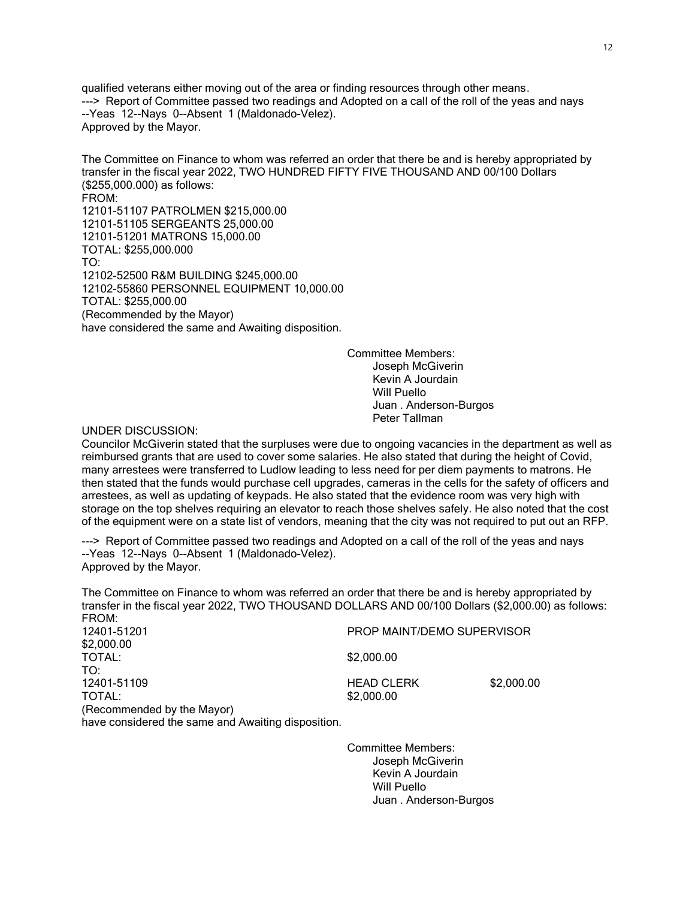qualified veterans either moving out of the area or finding resources through other means.
---> Report of Committee passed two readings and Adopted on a call of the roll of the yeas and nays --Yeas 12--Nays 0--Absent 1 (Maldonado-Velez).
Approved by the Mayor.

The Committee on Finance to whom was referred an order that there be and is hereby appropriated by transfer in the fiscal year 2022, TWO HUNDRED FIFTY FIVE THOUSAND AND 00/100 Dollars ($255,000.000) as follows:
FROM:
12101-51107 PATROLMEN $215,000.00
12101-51105 SERGEANTS 25,000.00
12101-51201 MATRONS 15,000.00
TOTAL: $255,000.000
TO:
12102-52500 R&M BUILDING $245,000.00
12102-55860 PERSONNEL EQUIPMENT 10,000.00
TOTAL: $255,000.00
(Recommended by the Mayor)
have considered the same and Awaiting disposition.

Committee Members:
Joseph McGiverin
Kevin A Jourdain
Will Puello
Juan . Anderson-Burgos
Peter Tallman

UNDER DISCUSSION:
Councilor McGiverin stated that the surpluses were due to ongoing vacancies in the department as well as reimbursed grants that are used to cover some salaries. He also stated that during the height of Covid, many arrestees were transferred to Ludlow leading to less need for per diem payments to matrons. He then stated that the funds would purchase cell upgrades, cameras in the cells for the safety of officers and arrestees, as well as updating of keypads. He also stated that the evidence room was very high with storage on the top shelves requiring an elevator to reach those shelves safely. He also noted that the cost of the equipment were on a state list of vendors, meaning that the city was not required to put out an RFP.

---> Report of Committee passed two readings and Adopted on a call of the roll of the yeas and nays --Yeas 12--Nays 0--Absent 1 (Maldonado-Velez).
Approved by the Mayor.

The Committee on Finance to whom was referred an order that there be and is hereby appropriated by transfer in the fiscal year 2022, TWO THOUSAND DOLLARS AND 00/100 Dollars ($2,000.00) as follows:
FROM:
12401-51201 PROP MAINT/DEMO SUPERVISOR
$2,000.00
TOTAL: $2,000.00
TO:
12401-51109 HEAD CLERK $2,000.00
TOTAL: $2,000.00
(Recommended by the Mayor)
have considered the same and Awaiting disposition.

Committee Members:
Joseph McGiverin
Kevin A Jourdain
Will Puello
Juan . Anderson-Burgos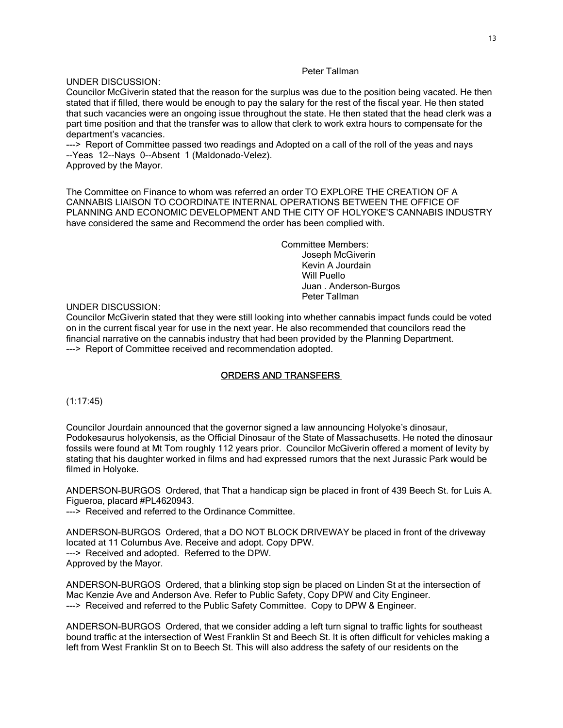Peter Tallman

UNDER DISCUSSION:
Councilor McGiverin stated that the reason for the surplus was due to the position being vacated. He then stated that if filled, there would be enough to pay the salary for the rest of the fiscal year. He then stated that such vacancies were an ongoing issue throughout the state. He then stated that the head clerk was a part time position and that the transfer was to allow that clerk to work extra hours to compensate for the department's vacancies.
---> Report of Committee passed two readings and Adopted on a call of the roll of the yeas and nays --Yeas 12--Nays 0--Absent 1 (Maldonado-Velez).
Approved by the Mayor.

The Committee on Finance to whom was referred an order TO EXPLORE THE CREATION OF A CANNABIS LIAISON TO COORDINATE INTERNAL OPERATIONS BETWEEN THE OFFICE OF PLANNING AND ECONOMIC DEVELOPMENT AND THE CITY OF HOLYOKE'S CANNABIS INDUSTRY have considered the same and Recommend the order has been complied with.

Committee Members:
Joseph McGiverin
Kevin A Jourdain
Will Puello
Juan . Anderson-Burgos
Peter Tallman

UNDER DISCUSSION:
Councilor McGiverin stated that they were still looking into whether cannabis impact funds could be voted on in the current fiscal year for use in the next year. He also recommended that councilors read the financial narrative on the cannabis industry that had been provided by the Planning Department.
---> Report of Committee received and recommendation adopted.

## ORDERS AND TRANSFERS

(1:17:45)

Councilor Jourdain announced that the governor signed a law announcing Holyoke's dinosaur, Podokesaurus holyokensis, as the Official Dinosaur of the State of Massachusetts. He noted the dinosaur fossils were found at Mt Tom roughly 112 years prior. Councilor McGiverin offered a moment of levity by stating that his daughter worked in films and had expressed rumors that the next Jurassic Park would be filmed in Holyoke.

ANDERSON-BURGOS Ordered, that That a handicap sign be placed in front of 439 Beech St. for Luis A. Figueroa, placard #PL4620943.
---> Received and referred to the Ordinance Committee.

ANDERSON-BURGOS Ordered, that a DO NOT BLOCK DRIVEWAY be placed in front of the driveway located at 11 Columbus Ave. Receive and adopt. Copy DPW.
---> Received and adopted. Referred to the DPW.
Approved by the Mayor.

ANDERSON-BURGOS Ordered, that a blinking stop sign be placed on Linden St at the intersection of Mac Kenzie Ave and Anderson Ave. Refer to Public Safety, Copy DPW and City Engineer.
---> Received and referred to the Public Safety Committee. Copy to DPW & Engineer.

ANDERSON-BURGOS Ordered, that we consider adding a left turn signal to traffic lights for southeast bound traffic at the intersection of West Franklin St and Beech St. It is often difficult for vehicles making a left from West Franklin St on to Beech St. This will also address the safety of our residents on the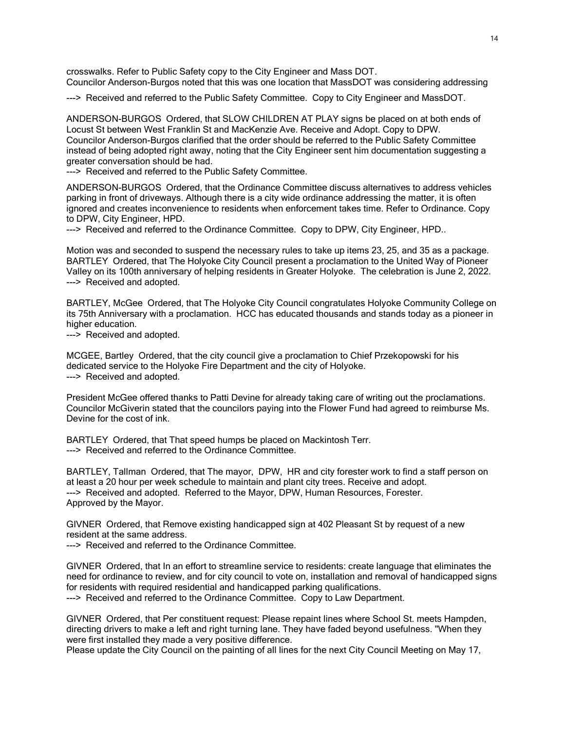crosswalks. Refer to Public Safety copy to the City Engineer and Mass DOT.
Councilor Anderson-Burgos noted that this was one location that MassDOT was considering addressing

---> Received and referred to the Public Safety Committee. Copy to City Engineer and MassDOT.

ANDERSON-BURGOS Ordered, that SLOW CHILDREN AT PLAY signs be placed on at both ends of Locust St between West Franklin St and MacKenzie Ave. Receive and Adopt. Copy to DPW.
Councilor Anderson-Burgos clarified that the order should be referred to the Public Safety Committee instead of being adopted right away, noting that the City Engineer sent him documentation suggesting a greater conversation should be had.
---> Received and referred to the Public Safety Committee.

ANDERSON-BURGOS Ordered, that the Ordinance Committee discuss alternatives to address vehicles parking in front of driveways. Although there is a city wide ordinance addressing the matter, it is often ignored and creates inconvenience to residents when enforcement takes time. Refer to Ordinance. Copy to DPW, City Engineer, HPD.
---> Received and referred to the Ordinance Committee. Copy to DPW, City Engineer, HPD..

Motion was and seconded to suspend the necessary rules to take up items 23, 25, and 35 as a package.
BARTLEY Ordered, that The Holyoke City Council present a proclamation to the United Way of Pioneer Valley on its 100th anniversary of helping residents in Greater Holyoke. The celebration is June 2, 2022.
---> Received and adopted.

BARTLEY, McGee Ordered, that The Holyoke City Council congratulates Holyoke Community College on its 75th Anniversary with a proclamation. HCC has educated thousands and stands today as a pioneer in higher education.
---> Received and adopted.

MCGEE, Bartley Ordered, that the city council give a proclamation to Chief Przekopowski for his dedicated service to the Holyoke Fire Department and the city of Holyoke.
---> Received and adopted.

President McGee offered thanks to Patti Devine for already taking care of writing out the proclamations. Councilor McGiverin stated that the councilors paying into the Flower Fund had agreed to reimburse Ms. Devine for the cost of ink.

BARTLEY Ordered, that That speed humps be placed on Mackintosh Terr.
---> Received and referred to the Ordinance Committee.

BARTLEY, Tallman Ordered, that The mayor, DPW, HR and city forester work to find a staff person on at least a 20 hour per week schedule to maintain and plant city trees. Receive and adopt.
---> Received and adopted. Referred to the Mayor, DPW, Human Resources, Forester.
Approved by the Mayor.

GIVNER Ordered, that Remove existing handicapped sign at 402 Pleasant St by request of a new resident at the same address.
---> Received and referred to the Ordinance Committee.

GIVNER Ordered, that In an effort to streamline service to residents: create language that eliminates the need for ordinance to review, and for city council to vote on, installation and removal of handicapped signs for residents with required residential and handicapped parking qualifications.
---> Received and referred to the Ordinance Committee. Copy to Law Department.

GIVNER Ordered, that Per constituent request: Please repaint lines where School St. meets Hampden, directing drivers to make a left and right turning lane. They have faded beyond usefulness. "When they were first installed they made a very positive difference.
Please update the City Council on the painting of all lines for the next City Council Meeting on May 17,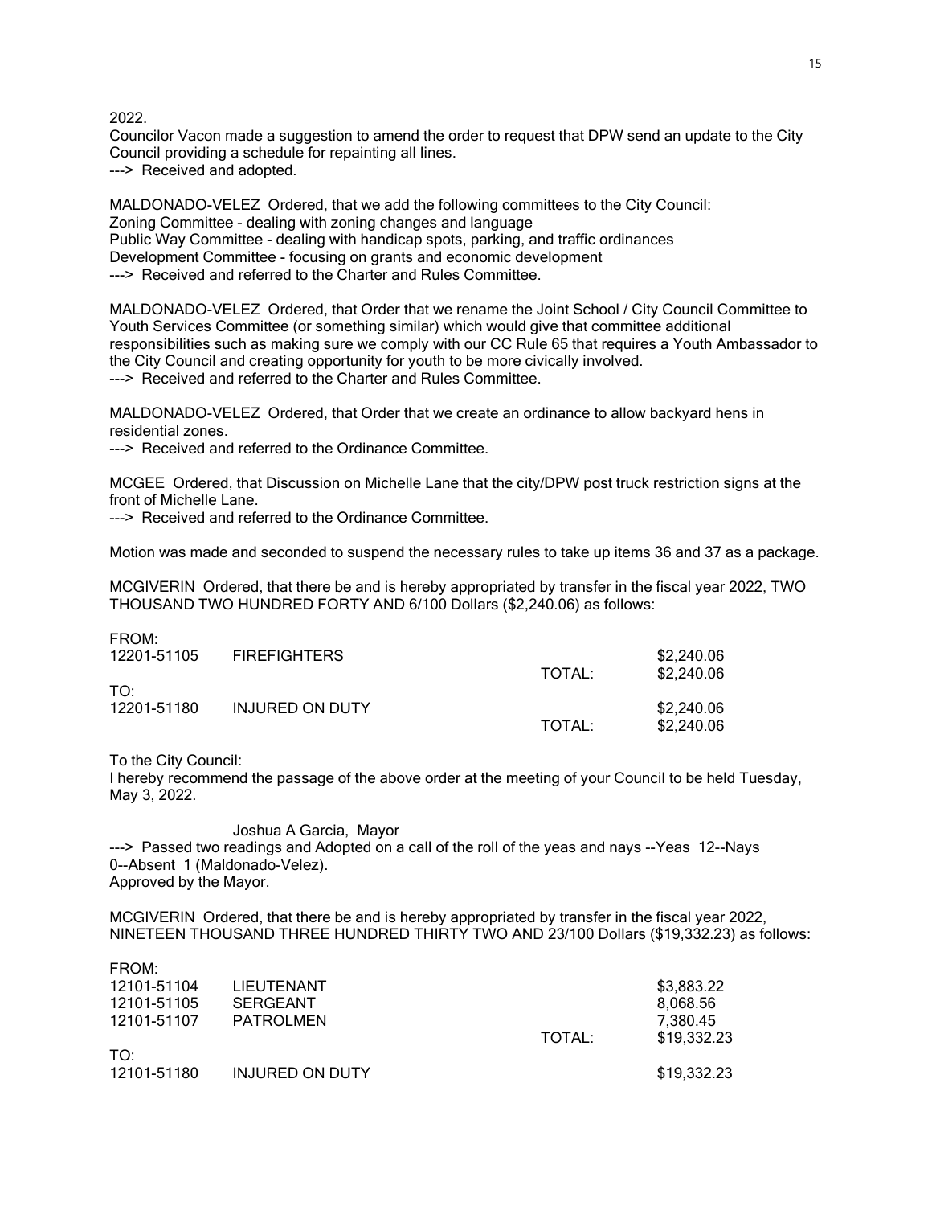2022.

Councilor Vacon made a suggestion to amend the order to request that DPW send an update to the City Council providing a schedule for repainting all lines.

---> Received and adopted.

MALDONADO-VELEZ Ordered, that we add the following committees to the City Council:
Zoning Committee - dealing with zoning changes and language
Public Way Committee - dealing with handicap spots, parking, and traffic ordinances
Development Committee - focusing on grants and economic development
---> Received and referred to the Charter and Rules Committee.

MALDONADO-VELEZ Ordered, that Order that we rename the Joint School / City Council Committee to Youth Services Committee (or something similar) which would give that committee additional responsibilities such as making sure we comply with our CC Rule 65 that requires a Youth Ambassador to the City Council and creating opportunity for youth to be more civically involved.
---> Received and referred to the Charter and Rules Committee.

MALDONADO-VELEZ Ordered, that Order that we create an ordinance to allow backyard hens in residential zones.
---> Received and referred to the Ordinance Committee.

MCGEE Ordered, that Discussion on Michelle Lane that the city/DPW post truck restriction signs at the front of Michelle Lane.
---> Received and referred to the Ordinance Committee.

Motion was made and seconded to suspend the necessary rules to take up items 36 and 37 as a package.

MCGIVERIN Ordered, that there be and is hereby appropriated by transfer in the fiscal year 2022, TWO THOUSAND TWO HUNDRED FORTY AND 6/100 Dollars ($2,240.06) as follows:

| | | | |
|---|---|---|---|
| FROM: | | | |
| 12201-51105 | FIREFIGHTERS | | $2,240.06 |
| | | TOTAL: | $2,240.06 |
| TO: | | | |
| 12201-51180 | INJURED ON DUTY | | $2,240.06 |
| | | TOTAL: | $2,240.06 |

To the City Council:
I hereby recommend the passage of the above order at the meeting of your Council to be held Tuesday, May 3, 2022.

Joshua A Garcia, Mayor

---> Passed two readings and Adopted on a call of the roll of the yeas and nays --Yeas 12--Nays 0--Absent 1 (Maldonado-Velez).
Approved by the Mayor.

MCGIVERIN Ordered, that there be and is hereby appropriated by transfer in the fiscal year 2022, NINETEEN THOUSAND THREE HUNDRED THIRTY TWO AND 23/100 Dollars ($19,332.23) as follows:

| | | | |
|---|---|---|---|
| FROM: | | | |
| 12101-51104 | LIEUTENANT | | $3,883.22 |
| 12101-51105 | SERGEANT | | 8,068.56 |
| 12101-51107 | PATROLMEN | | 7,380.45 |
| | | TOTAL: | $19,332.23 |
| TO: | | | |
| 12101-51180 | INJURED ON DUTY | | $19,332.23 |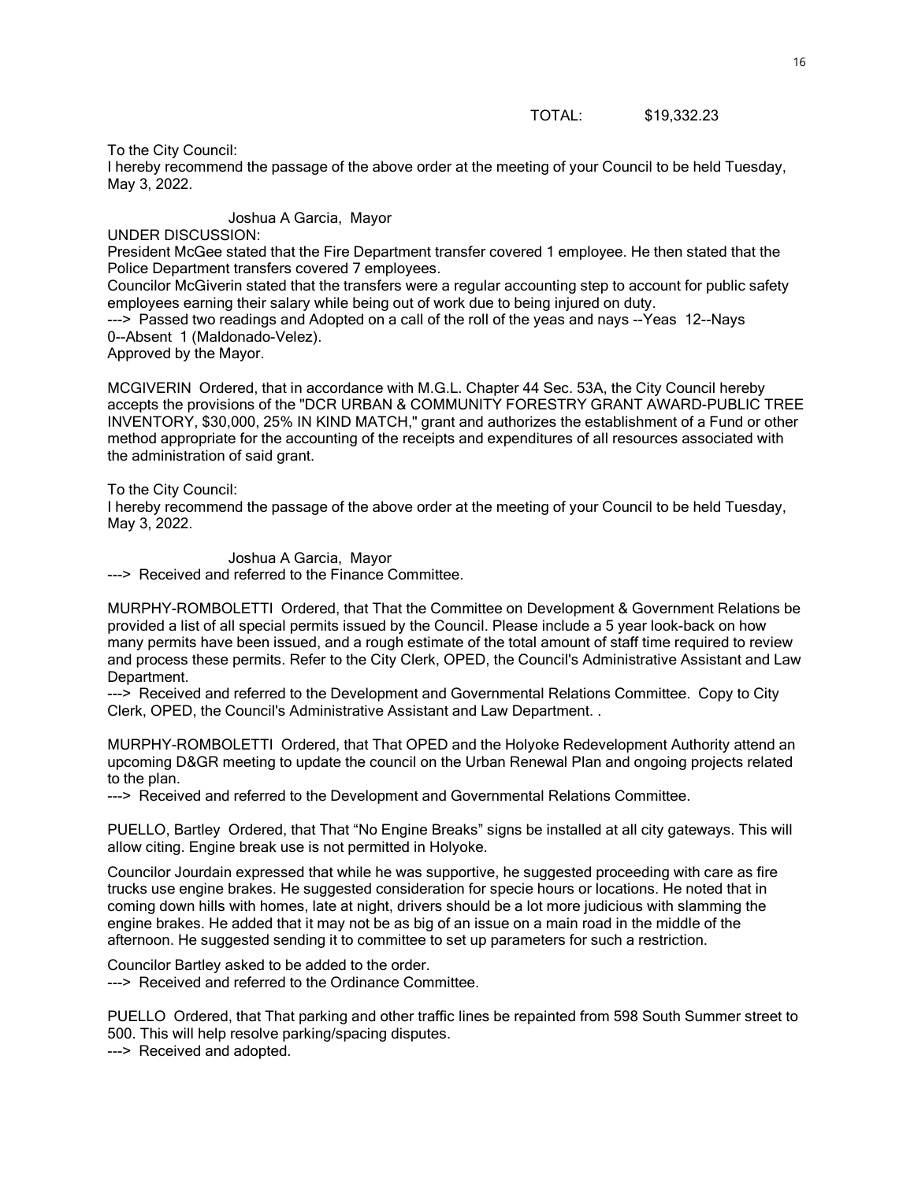TOTAL: $19,332.23

To the City Council:
I hereby recommend the passage of the above order at the meeting of your Council to be held Tuesday, May 3, 2022.

Joshua A Garcia, Mayor

UNDER DISCUSSION:
President McGee stated that the Fire Department transfer covered 1 employee. He then stated that the Police Department transfers covered 7 employees.
Councilor McGiverin stated that the transfers were a regular accounting step to account for public safety employees earning their salary while being out of work due to being injured on duty.
---> Passed two readings and Adopted on a call of the roll of the yeas and nays --Yeas 12--Nays 0--Absent 1 (Maldonado-Velez).
Approved by the Mayor.

MCGIVERIN Ordered, that in accordance with M.G.L. Chapter 44 Sec. 53A, the City Council hereby accepts the provisions of the "DCR URBAN & COMMUNITY FORESTRY GRANT AWARD-PUBLIC TREE INVENTORY, $30,000, 25% IN KIND MATCH," grant and authorizes the establishment of a Fund or other method appropriate for the accounting of the receipts and expenditures of all resources associated with the administration of said grant.

To the City Council:
I hereby recommend the passage of the above order at the meeting of your Council to be held Tuesday, May 3, 2022.

Joshua A Garcia, Mayor
---> Received and referred to the Finance Committee.

MURPHY-ROMBOLETTI Ordered, that That the Committee on Development & Government Relations be provided a list of all special permits issued by the Council. Please include a 5 year look-back on how many permits have been issued, and a rough estimate of the total amount of staff time required to review and process these permits. Refer to the City Clerk, OPED, the Council's Administrative Assistant and Law Department.
---> Received and referred to the Development and Governmental Relations Committee. Copy to City Clerk, OPED, the Council's Administrative Assistant and Law Department. .

MURPHY-ROMBOLETTI Ordered, that That OPED and the Holyoke Redevelopment Authority attend an upcoming D&GR meeting to update the council on the Urban Renewal Plan and ongoing projects related to the plan.
---> Received and referred to the Development and Governmental Relations Committee.

PUELLO, Bartley Ordered, that That "No Engine Breaks" signs be installed at all city gateways. This will allow citing. Engine break use is not permitted in Holyoke.

Councilor Jourdain expressed that while he was supportive, he suggested proceeding with care as fire trucks use engine brakes. He suggested consideration for specie hours or locations. He noted that in coming down hills with homes, late at night, drivers should be a lot more judicious with slamming the engine brakes. He added that it may not be as big of an issue on a main road in the middle of the afternoon. He suggested sending it to committee to set up parameters for such a restriction.

Councilor Bartley asked to be added to the order.
---> Received and referred to the Ordinance Committee.

PUELLO Ordered, that That parking and other traffic lines be repainted from 598 South Summer street to 500. This will help resolve parking/spacing disputes.
---> Received and adopted.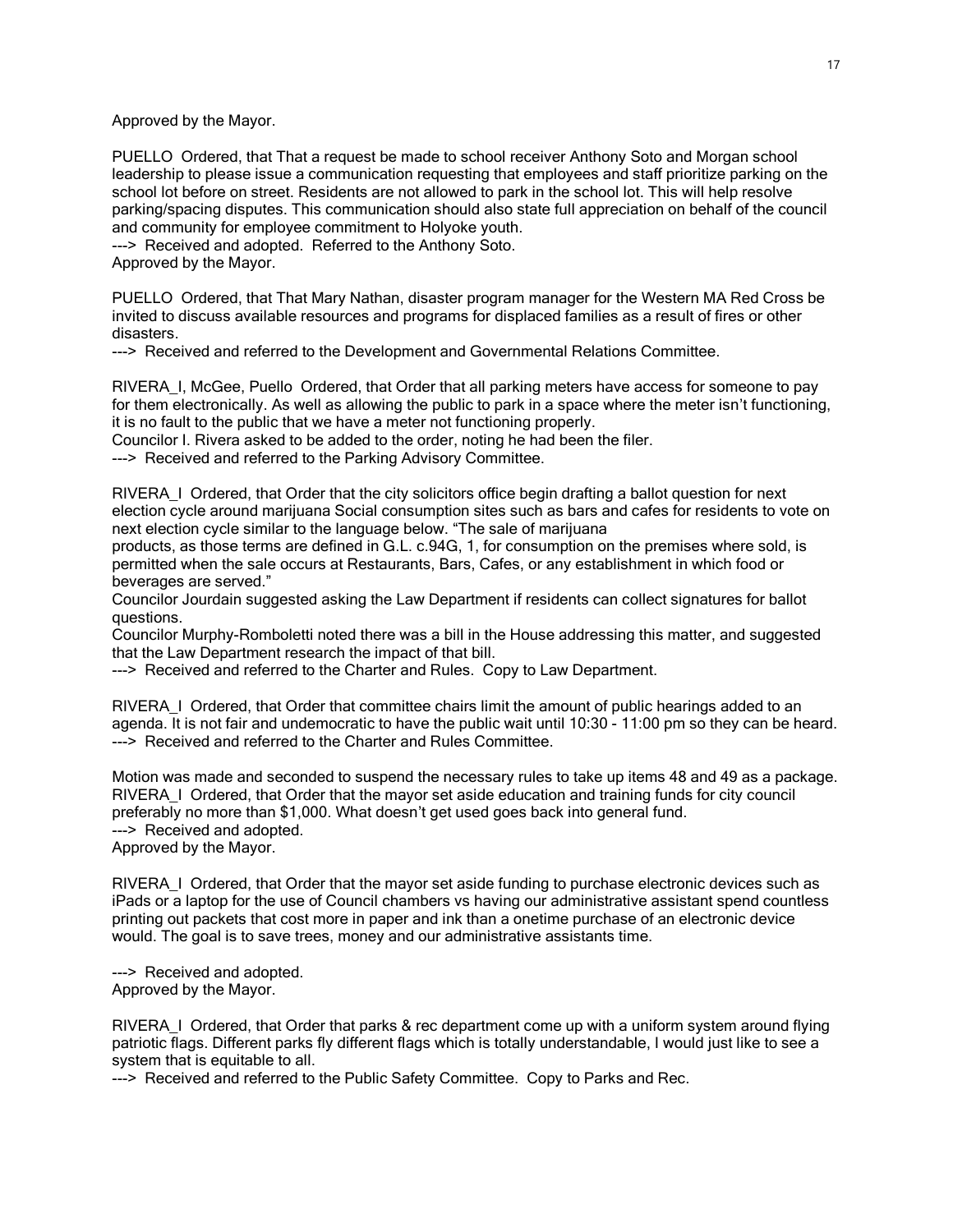Approved by the Mayor.

PUELLO  Ordered, that That a request be made to school receiver Anthony Soto and Morgan school leadership to please issue a communication requesting that employees and staff prioritize parking on the school lot before on street. Residents are not allowed to park in the school lot. This will help resolve parking/spacing disputes. This communication should also state full appreciation on behalf of the council and community for employee commitment to Holyoke youth.
---> Received and adopted.  Referred to the Anthony Soto.
Approved by the Mayor.

PUELLO  Ordered, that That Mary Nathan, disaster program manager for the Western MA Red Cross be invited to discuss available resources and programs for displaced families as a result of fires or other disasters.
---> Received and referred to the Development and Governmental Relations Committee.

RIVERA_I, McGee, Puello  Ordered, that Order that all parking meters have access for someone to pay for them electronically. As well as allowing the public to park in a space where the meter isn't functioning, it is no fault to the public that we have a meter not functioning properly.
Councilor I. Rivera asked to be added to the order, noting he had been the filer.
---> Received and referred to the Parking Advisory Committee.

RIVERA_I  Ordered, that Order that the city solicitors office begin drafting a ballot question for next election cycle around marijuana Social consumption sites such as bars and cafes for residents to vote on next election cycle similar to the language below. "The sale of marijuana
products, as those terms are defined in G.L. c.94G, 1, for consumption on the premises where sold, is permitted when the sale occurs at Restaurants, Bars, Cafes, or any establishment in which food or beverages are served."
Councilor Jourdain suggested asking the Law Department if residents can collect signatures for ballot questions.
Councilor Murphy-Romboletti noted there was a bill in the House addressing this matter, and suggested that the Law Department research the impact of that bill.
---> Received and referred to the Charter and Rules.  Copy to Law Department.

RIVERA_I  Ordered, that Order that committee chairs limit the amount of public hearings added to an agenda. It is not fair and undemocratic to have the public wait until 10:30 - 11:00 pm so they can be heard.
---> Received and referred to the Charter and Rules Committee.

Motion was made and seconded to suspend the necessary rules to take up items 48 and 49 as a package.
RIVERA_I  Ordered, that Order that the mayor set aside education and training funds for city council preferably no more than $1,000. What doesn't get used goes back into general fund.
---> Received and adopted.
Approved by the Mayor.

RIVERA_I  Ordered, that Order that the mayor set aside funding to purchase electronic devices such as iPads or a laptop for the use of Council chambers vs having our administrative assistant spend countless printing out packets that cost more in paper and ink than a onetime purchase of an electronic device would. The goal is to save trees, money and our administrative assistants time.

---> Received and adopted.
Approved by the Mayor.

RIVERA_I  Ordered, that Order that parks & rec department come up with a uniform system around flying patriotic flags. Different parks fly different flags which is totally understandable, I would just like to see a system that is equitable to all.
---> Received and referred to the Public Safety Committee.  Copy to Parks and Rec.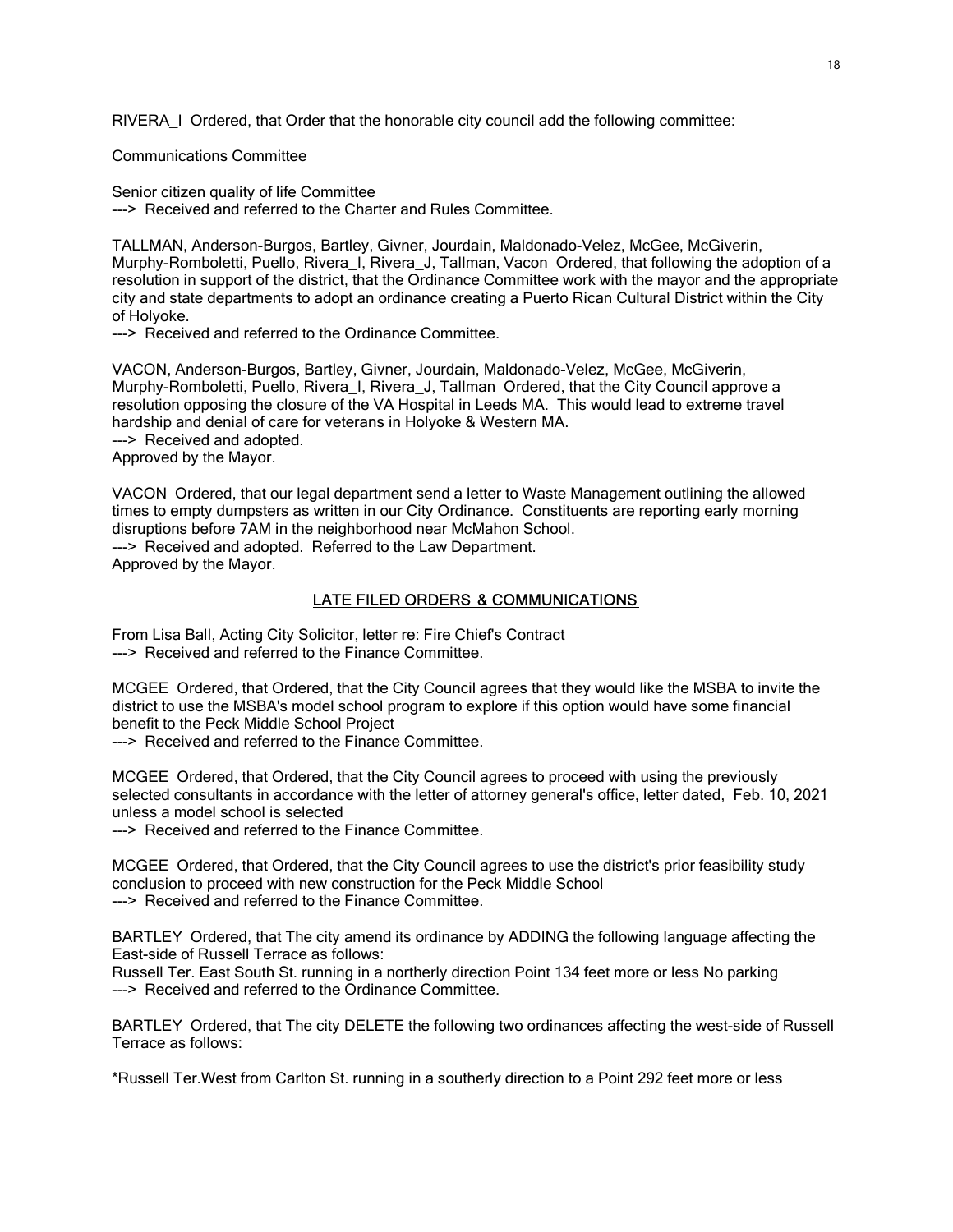RIVERA_I Ordered, that Order that the honorable city council add the following committee:

Communications Committee

Senior citizen quality of life Committee
---> Received and referred to the Charter and Rules Committee.

TALLMAN, Anderson-Burgos, Bartley, Givner, Jourdain, Maldonado-Velez, McGee, McGiverin, Murphy-Romboletti, Puello, Rivera_I, Rivera_J, Tallman, Vacon Ordered, that following the adoption of a resolution in support of the district, that the Ordinance Committee work with the mayor and the appropriate city and state departments to adopt an ordinance creating a Puerto Rican Cultural District within the City of Holyoke.
---> Received and referred to the Ordinance Committee.

VACON, Anderson-Burgos, Bartley, Givner, Jourdain, Maldonado-Velez, McGee, McGiverin, Murphy-Romboletti, Puello, Rivera_I, Rivera_J, Tallman Ordered, that the City Council approve a resolution opposing the closure of the VA Hospital in Leeds MA. This would lead to extreme travel hardship and denial of care for veterans in Holyoke & Western MA.
---> Received and adopted.
Approved by the Mayor.

VACON Ordered, that our legal department send a letter to Waste Management outlining the allowed times to empty dumpsters as written in our City Ordinance. Constituents are reporting early morning disruptions before 7AM in the neighborhood near McMahon School.
---> Received and adopted. Referred to the Law Department.
Approved by the Mayor.

## LATE FILED ORDERS & COMMUNICATIONS

From Lisa Ball, Acting City Solicitor, letter re: Fire Chief's Contract
---> Received and referred to the Finance Committee.

MCGEE Ordered, that Ordered, that the City Council agrees that they would like the MSBA to invite the district to use the MSBA's model school program to explore if this option would have some financial benefit to the Peck Middle School Project
---> Received and referred to the Finance Committee.

MCGEE Ordered, that Ordered, that the City Council agrees to proceed with using the previously selected consultants in accordance with the letter of attorney general's office, letter dated, Feb. 10, 2021 unless a model school is selected
---> Received and referred to the Finance Committee.

MCGEE Ordered, that Ordered, that the City Council agrees to use the district's prior feasibility study conclusion to proceed with new construction for the Peck Middle School
---> Received and referred to the Finance Committee.

BARTLEY Ordered, that The city amend its ordinance by ADDING the following language affecting the East-side of Russell Terrace as follows:
Russell Ter. East South St. running in a northerly direction Point 134 feet more or less No parking
---> Received and referred to the Ordinance Committee.

BARTLEY Ordered, that The city DELETE the following two ordinances affecting the west-side of Russell Terrace as follows:

*Russell Ter.West from Carlton St. running in a southerly direction to a Point 292 feet more or less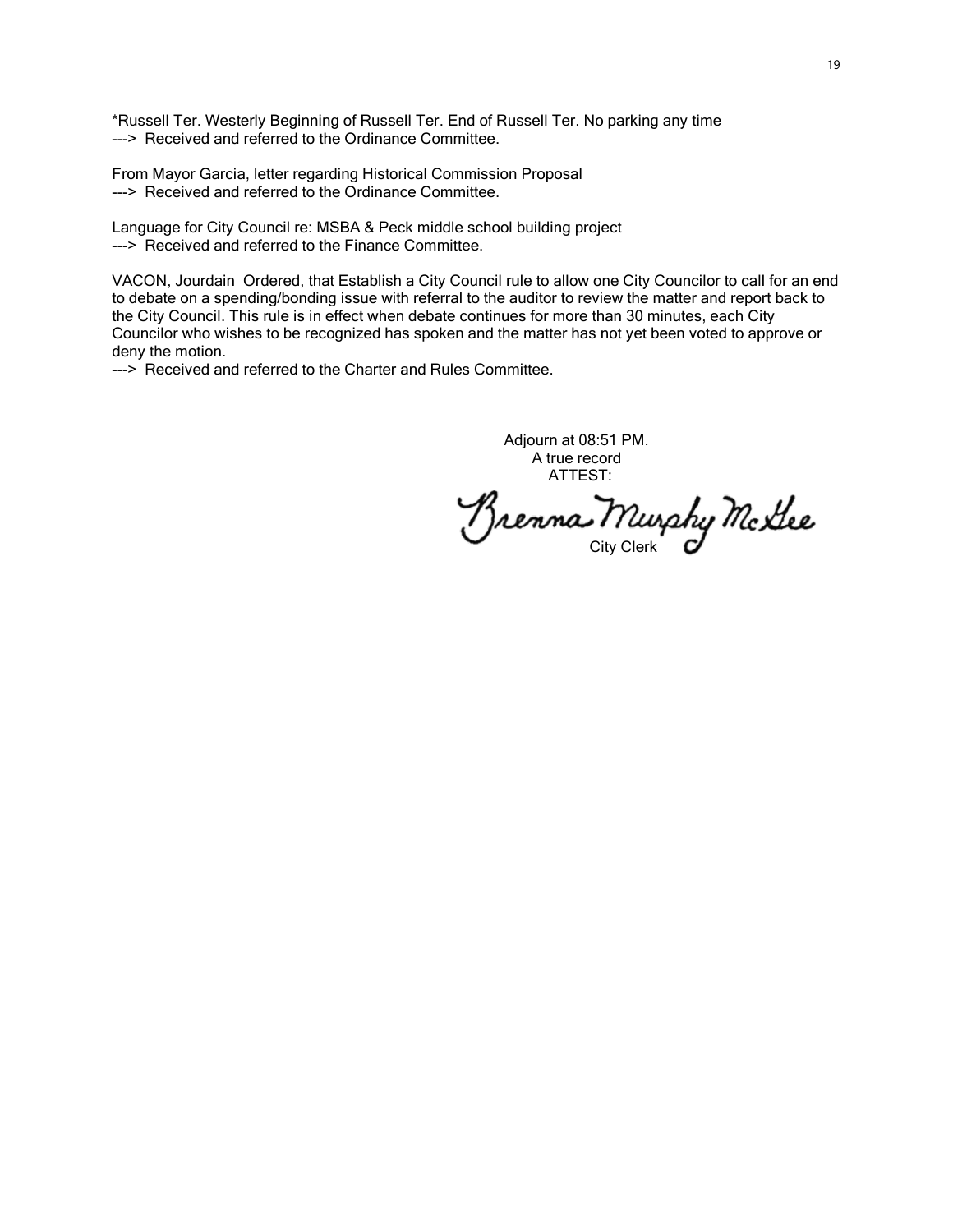*Russell Ter. Westerly Beginning of Russell Ter. End of Russell Ter. No parking any time
---> Received and referred to the Ordinance Committee.

From Mayor Garcia, letter regarding Historical Commission Proposal
---> Received and referred to the Ordinance Committee.

Language for City Council re: MSBA & Peck middle school building project
---> Received and referred to the Finance Committee.

VACON, Jourdain Ordered, that Establish a City Council rule to allow one City Councilor to call for an end to debate on a spending/bonding issue with referral to the auditor to review the matter and report back to the City Council. This rule is in effect when debate continues for more than 30 minutes, each City Councilor who wishes to be recognized has spoken and the matter has not yet been voted to approve or deny the motion.
---> Received and referred to the Charter and Rules Committee.

Adjourn at 08:51 PM.
A true record
ATTEST:

Brenna Murphy McGee
City Clerk